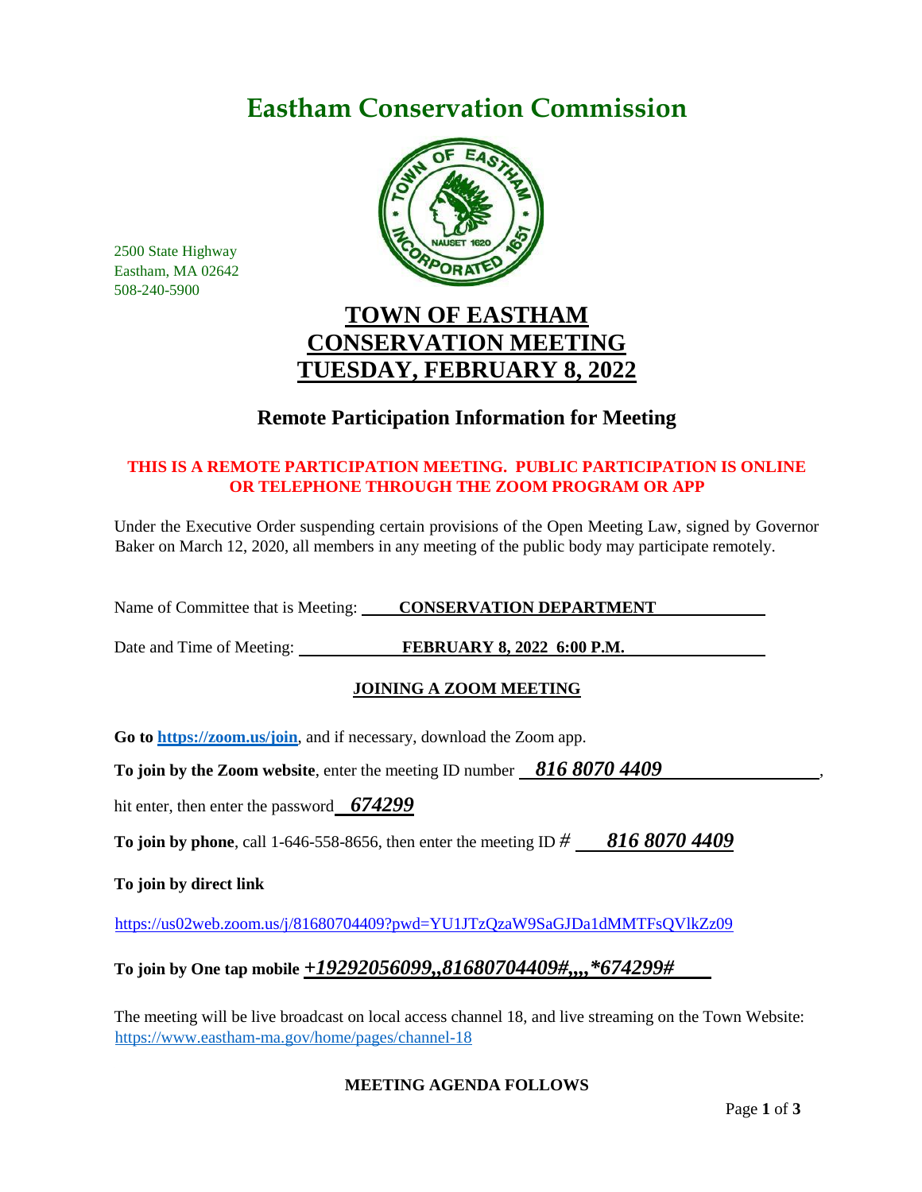# Eastham Conservation Commission

2500 State Highway
Eastham, MA 02642
508-240-5900

## TOWN OF EASTHAM
## CONSERVATION MEETING
## TUESDAY, FEBRUARY 8, 2022

### Remote Participation Information for Meeting

**THIS IS A REMOTE PARTICIPATION MEETING. PUBLIC PARTICIPATION IS ONLINE OR TELEPHONE THROUGH THE ZOOM PROGRAM OR APP**

Under the Executive Order suspending certain provisions of the Open Meeting Law, signed by Governor Baker on March 12, 2020, all members in any meeting of the public body may participate remotely.

Name of Committee that is Meeting: **CONSERVATION DEPARTMENT**

Date and Time of Meeting: **FEBRUARY 8, 2022 6:00 P.M.**

**JOINING A ZOOM MEETING**

**Go to [https://zoom.us/join](https://zoom.us/join)**, and if necessary, download the Zoom app.

**To join by the Zoom website**, enter the meeting ID number ***816 8070 4409***, hit enter, then enter the password ***674299***

**To join by phone**, call 1-646-558-8656, then enter the meeting ID # ***816 8070 4409***

**To join by direct link**

https://us02web.zoom.us/j/81680704409?pwd=YU1JTzQzaW9SaGJDa1dMMTFsQVlkZz09

**To join by One tap mobile *+19292056099,,81680704409#,,,,*674299#***

The meeting will be live broadcast on local access channel 18, and live streaming on the Town Website: https://www.eastham-ma.gov/home/pages/channel-18

**MEETING AGENDA FOLLOWS**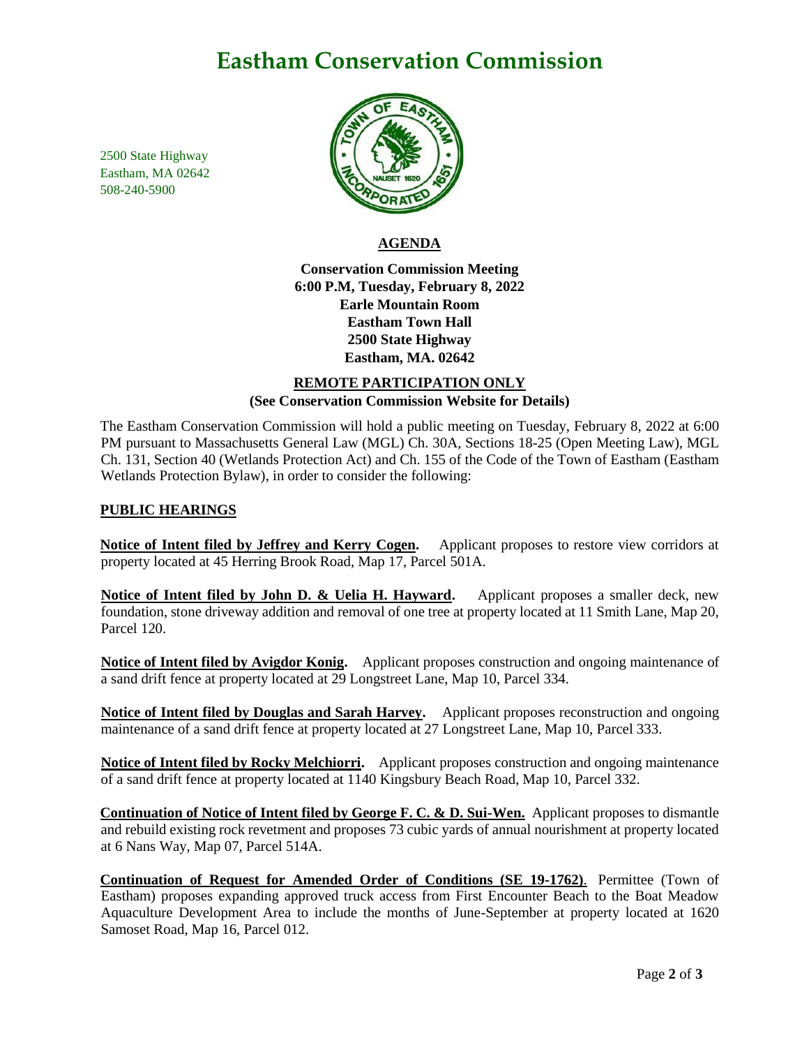# Eastham Conservation Commission

2500 State Highway
Eastham, MA 02642
508-240-5900

## AGENDA

**Conservation Commission Meeting**
**6:00 P.M, Tuesday, February 8, 2022**
**Earle Mountain Room**
**Eastham Town Hall**
**2500 State Highway**
**Eastham, MA. 02642**

**REMOTE PARTICIPATION ONLY**
**(See Conservation Commission Website for Details)**

The Eastham Conservation Commission will hold a public meeting on Tuesday, February 8, 2022 at 6:00 PM pursuant to Massachusetts General Law (MGL) Ch. 30A, Sections 18-25 (Open Meeting Law), MGL Ch. 131, Section 40 (Wetlands Protection Act) and Ch. 155 of the Code of the Town of Eastham (Eastham Wetlands Protection Bylaw), in order to consider the following:

### PUBLIC HEARINGS

**Notice of Intent filed by Jeffrey and Kerry Cogen.** Applicant proposes to restore view corridors at property located at 45 Herring Brook Road, Map 17, Parcel 501A.

**Notice of Intent filed by John D. & Uelia H. Hayward.** Applicant proposes a smaller deck, new foundation, stone driveway addition and removal of one tree at property located at 11 Smith Lane, Map 20, Parcel 120.

**Notice of Intent filed by Avigdor Konig.** Applicant proposes construction and ongoing maintenance of a sand drift fence at property located at 29 Longstreet Lane, Map 10, Parcel 334.

**Notice of Intent filed by Douglas and Sarah Harvey.** Applicant proposes reconstruction and ongoing maintenance of a sand drift fence at property located at 27 Longstreet Lane, Map 10, Parcel 333.

**Notice of Intent filed by Rocky Melchiorri.** Applicant proposes construction and ongoing maintenance of a sand drift fence at property located at 1140 Kingsbury Beach Road, Map 10, Parcel 332.

**Continuation of Notice of Intent filed by George F. C. & D. Sui-Wen.** Applicant proposes to dismantle and rebuild existing rock revetment and proposes 73 cubic yards of annual nourishment at property located at 6 Nans Way, Map 07, Parcel 514A.

**Continuation of Request for Amended Order of Conditions (SE 19-1762).** Permittee (Town of Eastham) proposes expanding approved truck access from First Encounter Beach to the Boat Meadow Aquaculture Development Area to include the months of June-September at property located at 1620 Samoset Road, Map 16, Parcel 012.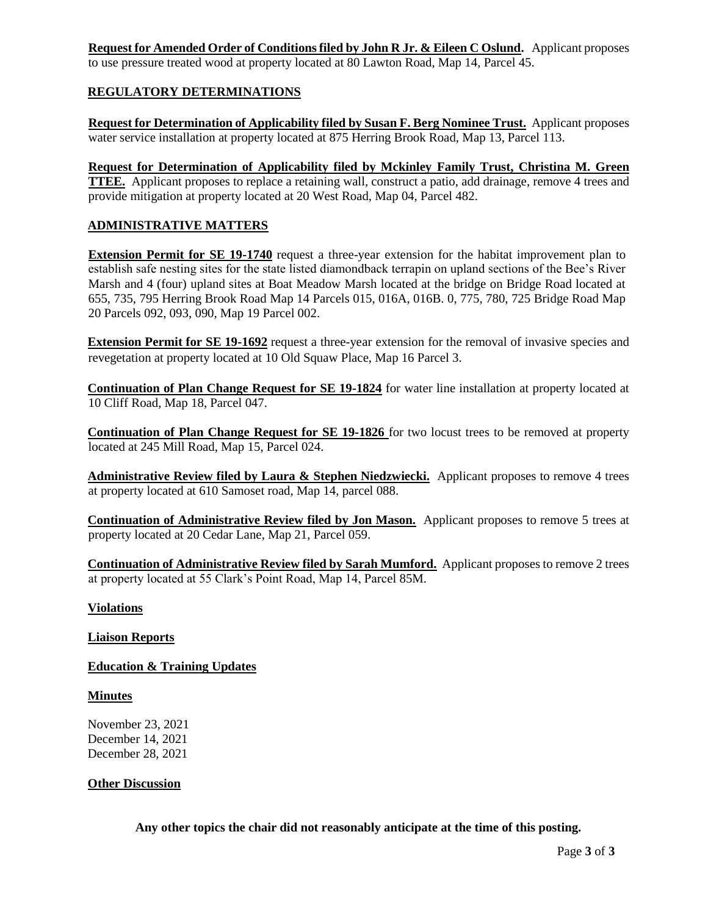**Request for Amended Order of Conditions filed by John R Jr. & Eileen C Oslund.** Applicant proposes to use pressure treated wood at property located at 80 Lawton Road, Map 14, Parcel 45.

## REGULATORY DETERMINATIONS

**Request for Determination of Applicability filed by Susan F. Berg Nominee Trust.** Applicant proposes water service installation at property located at 875 Herring Brook Road, Map 13, Parcel 113.

**Request for Determination of Applicability filed by Mckinley Family Trust, Christina M. Green TTEE.** Applicant proposes to replace a retaining wall, construct a patio, add drainage, remove 4 trees and provide mitigation at property located at 20 West Road, Map 04, Parcel 482.

## ADMINISTRATIVE MATTERS

**Extension Permit for SE 19-1740** request a three-year extension for the habitat improvement plan to establish safe nesting sites for the state listed diamondback terrapin on upland sections of the Bee's River Marsh and 4 (four) upland sites at Boat Meadow Marsh located at the bridge on Bridge Road located at 655, 735, 795 Herring Brook Road Map 14 Parcels 015, 016A, 016B. 0, 775, 780, 725 Bridge Road Map 20 Parcels 092, 093, 090, Map 19 Parcel 002.

**Extension Permit for SE 19-1692** request a three-year extension for the removal of invasive species and revegetation at property located at 10 Old Squaw Place, Map 16 Parcel 3.

**Continuation of Plan Change Request for SE 19-1824** for water line installation at property located at 10 Cliff Road, Map 18, Parcel 047.

**Continuation of Plan Change Request for SE 19-1826** for two locust trees to be removed at property located at 245 Mill Road, Map 15, Parcel 024.

**Administrative Review filed by Laura & Stephen Niedzwiecki.** Applicant proposes to remove 4 trees at property located at 610 Samoset road, Map 14, parcel 088.

**Continuation of Administrative Review filed by Jon Mason.** Applicant proposes to remove 5 trees at property located at 20 Cedar Lane, Map 21, Parcel 059.

**Continuation of Administrative Review filed by Sarah Mumford.** Applicant proposes to remove 2 trees at property located at 55 Clark's Point Road, Map 14, Parcel 85M.

**Violations**

**Liaison Reports**

**Education & Training Updates**

**Minutes**

November 23, 2021
December 14, 2021
December 28, 2021

**Other Discussion**

**Any other topics the chair did not reasonably anticipate at the time of this posting.**